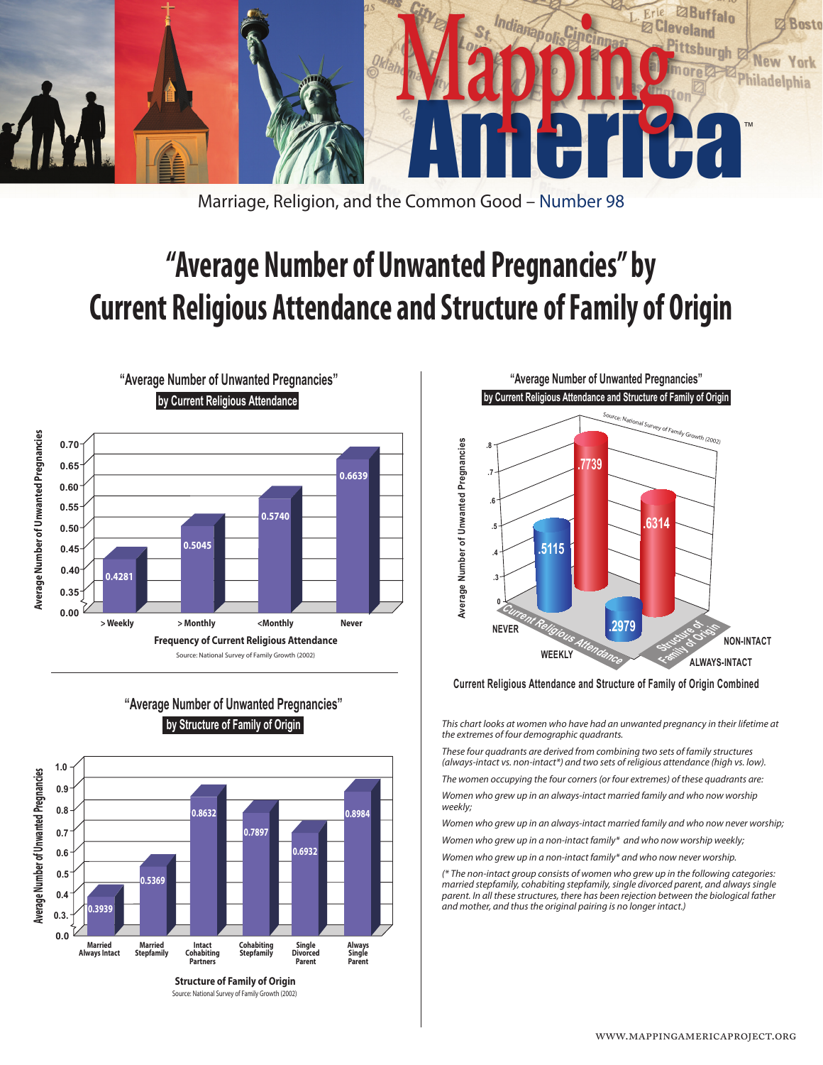# Mapping America

Marriage, Religion, and the Common Good – Number 98

# "Average Number of Unwanted Pregnancies" by Current Religious Attendance and Structure of Family of Origin

## "Average Number of Unwanted Pregnancies" by Current Religious Attendance

| Frequency of Current Religious Attendance | Average Number of Unwanted Pregnancies |
|---|---|
| > Weekly | 0.4281 |
| > Monthly | 0.5045 |
| <Monthly | 0.5740 |
| Never | 0.6639 |

Source: National Survey of Family Growth (2002)

## "Average Number of Unwanted Pregnancies" by Structure of Family of Origin

| Structure of Family of Origin | Average Number of Unwanted Pregnancies |
|---|---|
| Married Always Intact | 0.3939 |
| Married Stepfamily | 0.5369 |
| Intact Cohabiting Partners | 0.8632 |
| Cohabiting Stepfamily | 0.7897 |
| Single Divorced Parent | 0.6932 |
| Always Single Parent | 0.8984 |

Source: National Survey of Family Growth (2002)

## "Average Number of Unwanted Pregnancies" by Current Religious Attendance and Structure of Family of Origin

Source: National Survey of Family Growth (2002)

| Current Religious Attendance | Always-Intact | Non-Intact |
|---|---|---|
| Never | .5115 | .7739 |
| Weekly | .2979 | .6314 |

Current Religious Attendance and Structure of Family of Origin Combined

*This chart looks at women who have had an unwanted pregnancy in their lifetime at the extremes of four demographic quadrants.*

*These four quadrants are derived from combining two sets of family structures (always-intact vs. non-intact*) and two sets of religious attendance (high vs. low).*

*The women occupying the four corners (or four extremes) of these quadrants are:*

*Women who grew up in an always-intact married family and who now worship weekly;*

*Women who grew up in an always-intact married family and who now never worship;*

*Women who grew up in a non-intact family* and who now worship weekly;*

*Women who grew up in a non-intact family* and who now never worship.*

*(* The non-intact group consists of women who grew up in the following categories: married stepfamily, cohabiting stepfamily, single divorced parent, and always single parent. In all these structures, there has been rejection between the biological father and mother, and thus the original pairing is no longer intact.)*

www.mappingamericaproject.org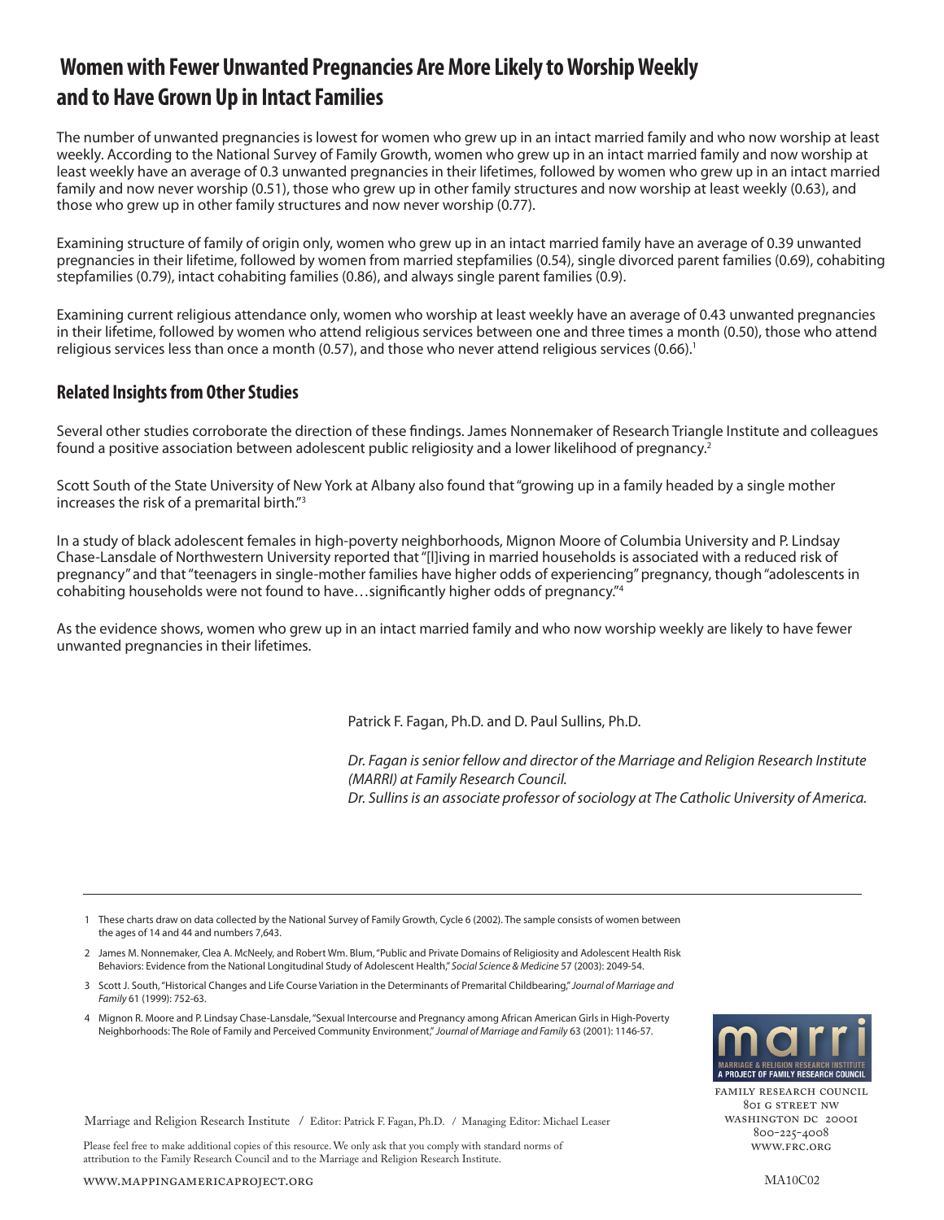# Women with Fewer Unwanted Pregnancies Are More Likely to Worship Weekly and to Have Grown Up in Intact Families

The number of unwanted pregnancies is lowest for women who grew up in an intact married family and who now worship at least weekly. According to the National Survey of Family Growth, women who grew up in an intact married family and now worship at least weekly have an average of 0.3 unwanted pregnancies in their lifetimes, followed by women who grew up in an intact married family and now never worship (0.51), those who grew up in other family structures and now worship at least weekly (0.63), and those who grew up in other family structures and now never worship (0.77).

Examining structure of family of origin only, women who grew up in an intact married family have an average of 0.39 unwanted pregnancies in their lifetime, followed by women from married stepfamilies (0.54), single divorced parent families (0.69), cohabiting stepfamilies (0.79), intact cohabiting families (0.86), and always single parent families (0.9).

Examining current religious attendance only, women who worship at least weekly have an average of 0.43 unwanted pregnancies in their lifetime, followed by women who attend religious services between one and three times a month (0.50), those who attend religious services less than once a month (0.57), and those who never attend religious services (0.66).[1]

## Related Insights from Other Studies

Several other studies corroborate the direction of these findings. James Nonnemaker of Research Triangle Institute and colleagues found a positive association between adolescent public religiosity and a lower likelihood of pregnancy.[2]

Scott South of the State University of New York at Albany also found that "growing up in a family headed by a single mother increases the risk of a premarital birth."[3]

In a study of black adolescent females in high-poverty neighborhoods, Mignon Moore of Columbia University and P. Lindsay Chase-Lansdale of Northwestern University reported that "[l]iving in married households is associated with a reduced risk of pregnancy" and that "teenagers in single-mother families have higher odds of experiencing" pregnancy, though "adolescents in cohabiting households were not found to have…significantly higher odds of pregnancy."[4]

As the evidence shows, women who grew up in an intact married family and who now worship weekly are likely to have fewer unwanted pregnancies in their lifetimes.

Patrick F. Fagan, Ph.D. and D. Paul Sullins, Ph.D.

*Dr. Fagan is senior fellow and director of the Marriage and Religion Research Institute (MARRI) at Family Research Council.*
*Dr. Sullins is an associate professor of sociology at The Catholic University of America.*

---

1 These charts draw on data collected by the National Survey of Family Growth, Cycle 6 (2002). The sample consists of women between the ages of 14 and 44 and numbers 7,643.

2 James M. Nonnemaker, Clea A. McNeely, and Robert Wm. Blum, "Public and Private Domains of Religiosity and Adolescent Health Risk Behaviors: Evidence from the National Longitudinal Study of Adolescent Health," *Social Science & Medicine* 57 (2003): 2049-54.

3 Scott J. South, "Historical Changes and Life Course Variation in the Determinants of Premarital Childbearing," *Journal of Marriage and Family* 61 (1999): 752-63.

4 Mignon R. Moore and P. Lindsay Chase-Lansdale, "Sexual Intercourse and Pregnancy among African American Girls in High-Poverty Neighborhoods: The Role of Family and Perceived Community Environment," *Journal of Marriage and Family* 63 (2001): 1146-57.

marri
MARRIAGE & RELIGION RESEARCH INSTITUTE
A PROJECT OF FAMILY RESEARCH COUNCIL

FAMILY RESEARCH COUNCIL
801 G STREET NW
WASHINGTON DC 20001
800-225-4008
WWW.FRC.ORG

Marriage and Religion Research Institute / Editor: Patrick F. Fagan, Ph.D. / Managing Editor: Michael Leaser

Please feel free to make additional copies of this resource. We only ask that you comply with standard norms of attribution to the Family Research Council and to the Marriage and Religion Research Institute.

WWW.MAPPINGAMERICAPROJECT.ORG

MA10C02